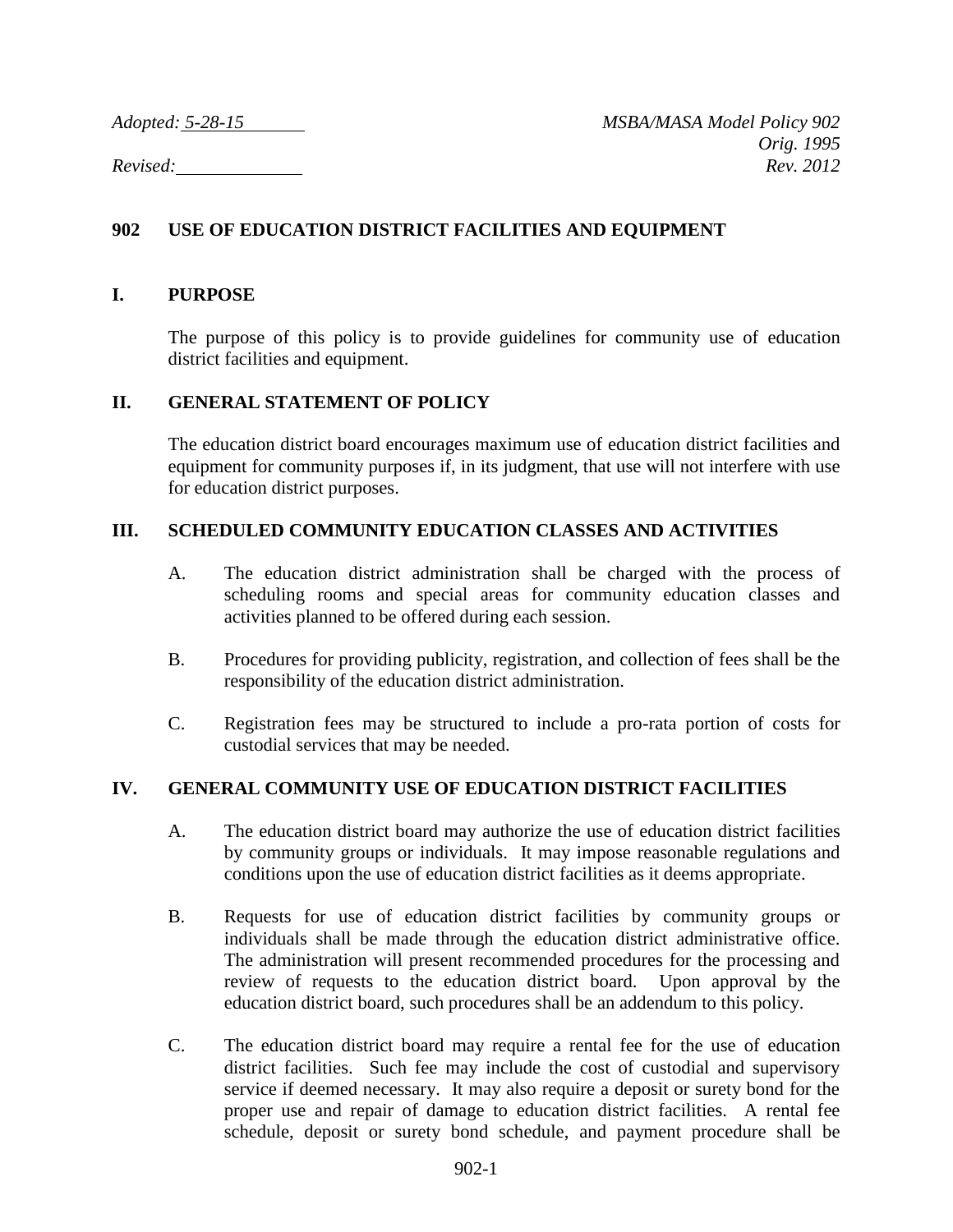*Adopted: 5-28-15* *MSBA/MASA Model Policy 902*
*Orig. 1995*
*Revised:* *Rev. 2012*

## 902 USE OF EDUCATION DISTRICT FACILITIES AND EQUIPMENT

### I. PURPOSE

The purpose of this policy is to provide guidelines for community use of education district facilities and equipment.

### II. GENERAL STATEMENT OF POLICY

The education district board encourages maximum use of education district facilities and equipment for community purposes if, in its judgment, that use will not interfere with use for education district purposes.

### III. SCHEDULED COMMUNITY EDUCATION CLASSES AND ACTIVITIES

A. The education district administration shall be charged with the process of scheduling rooms and special areas for community education classes and activities planned to be offered during each session.

B. Procedures for providing publicity, registration, and collection of fees shall be the responsibility of the education district administration.

C. Registration fees may be structured to include a pro-rata portion of costs for custodial services that may be needed.

### IV. GENERAL COMMUNITY USE OF EDUCATION DISTRICT FACILITIES

A. The education district board may authorize the use of education district facilities by community groups or individuals. It may impose reasonable regulations and conditions upon the use of education district facilities as it deems appropriate.

B. Requests for use of education district facilities by community groups or individuals shall be made through the education district administrative office. The administration will present recommended procedures for the processing and review of requests to the education district board. Upon approval by the education district board, such procedures shall be an addendum to this policy.

C. The education district board may require a rental fee for the use of education district facilities. Such fee may include the cost of custodial and supervisory service if deemed necessary. It may also require a deposit or surety bond for the proper use and repair of damage to education district facilities. A rental fee schedule, deposit or surety bond schedule, and payment procedure shall be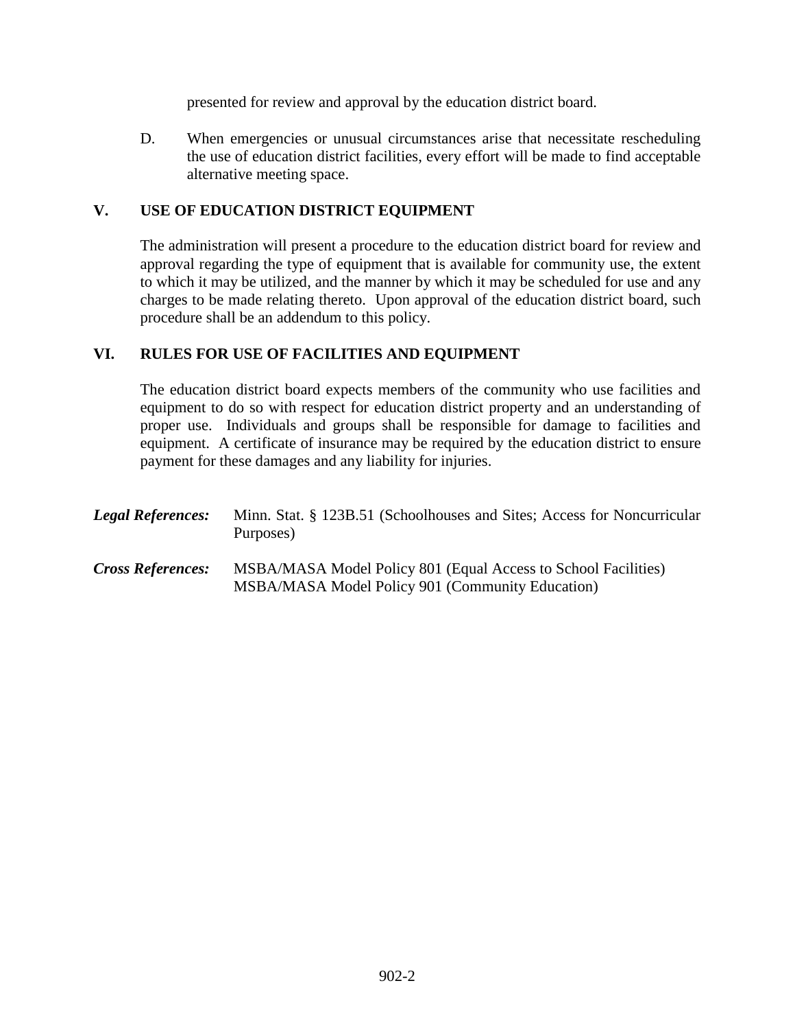presented for review and approval by the education district board.

D. When emergencies or unusual circumstances arise that necessitate rescheduling the use of education district facilities, every effort will be made to find acceptable alternative meeting space.

## V. USE OF EDUCATION DISTRICT EQUIPMENT

The administration will present a procedure to the education district board for review and approval regarding the type of equipment that is available for community use, the extent to which it may be utilized, and the manner by which it may be scheduled for use and any charges to be made relating thereto. Upon approval of the education district board, such procedure shall be an addendum to this policy.

## VI. RULES FOR USE OF FACILITIES AND EQUIPMENT

The education district board expects members of the community who use facilities and equipment to do so with respect for education district property and an understanding of proper use. Individuals and groups shall be responsible for damage to facilities and equipment. A certificate of insurance may be required by the education district to ensure payment for these damages and any liability for injuries.

***Legal References:*** Minn. Stat. § 123B.51 (Schoolhouses and Sites; Access for Noncurricular Purposes)

***Cross References:*** MSBA/MASA Model Policy 801 (Equal Access to School Facilities)
MSBA/MASA Model Policy 901 (Community Education)